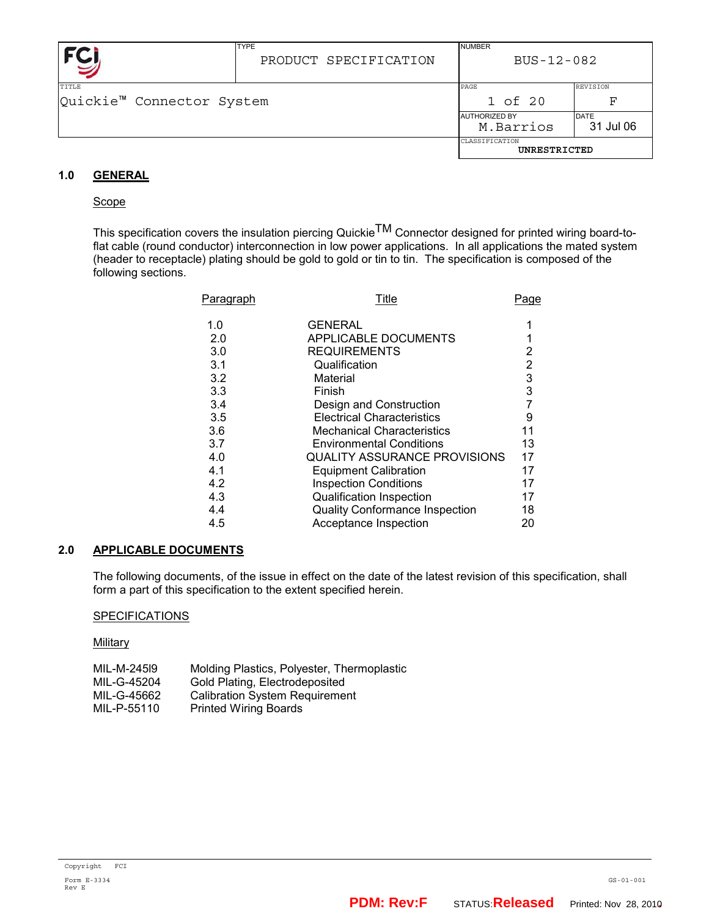| TYPE | NUMBER | |
|---|---|---|
| PRODUCT SPECIFICATION | BUS-12-082 | |
| TITLE | PAGE | REVISION |
| Quickie™ Connector System | 1 of 20 | F |
| | AUTHORIZED BY | DATE |
| | M.Barrios | 31 Jul 06 |
| | CLASSIFICATION | |
| | UNRESTRICTED | |

## 1.0 GENERAL

Scope

This specification covers the insulation piercing Quickie™ Connector designed for printed wiring board-to-flat cable (round conductor) interconnection in low power applications. In all applications the mated system (header to receptacle) plating should be gold to gold or tin to tin. The specification is composed of the following sections.

| Paragraph | Title | Page |
|---|---|---|
| 1.0 | GENERAL | 1 |
| 2.0 | APPLICABLE DOCUMENTS | 1 |
| 3.0 | REQUIREMENTS | 2 |
| 3.1 | Qualification | 2 |
| 3.2 | Material | 3 |
| 3.3 | Finish | 3 |
| 3.4 | Design and Construction | 7 |
| 3.5 | Electrical Characteristics | 9 |
| 3.6 | Mechanical Characteristics | 11 |
| 3.7 | Environmental Conditions | 13 |
| 4.0 | QUALITY ASSURANCE PROVISIONS | 17 |
| 4.1 | Equipment Calibration | 17 |
| 4.2 | Inspection Conditions | 17 |
| 4.3 | Qualification Inspection | 17 |
| 4.4 | Quality Conformance Inspection | 18 |
| 4.5 | Acceptance Inspection | 20 |

## 2.0 APPLICABLE DOCUMENTS

The following documents, of the issue in effect on the date of the latest revision of this specification, shall form a part of this specification to the extent specified herein.

SPECIFICATIONS

Military

| | |
|---|---|
| MIL-M-245l9 | Molding Plastics, Polyester, Thermoplastic |
| MIL-G-45204 | Gold Plating, Electrodeposited |
| MIL-G-45662 | Calibration System Requirement |
| MIL-P-55110 | Printed Wiring Boards |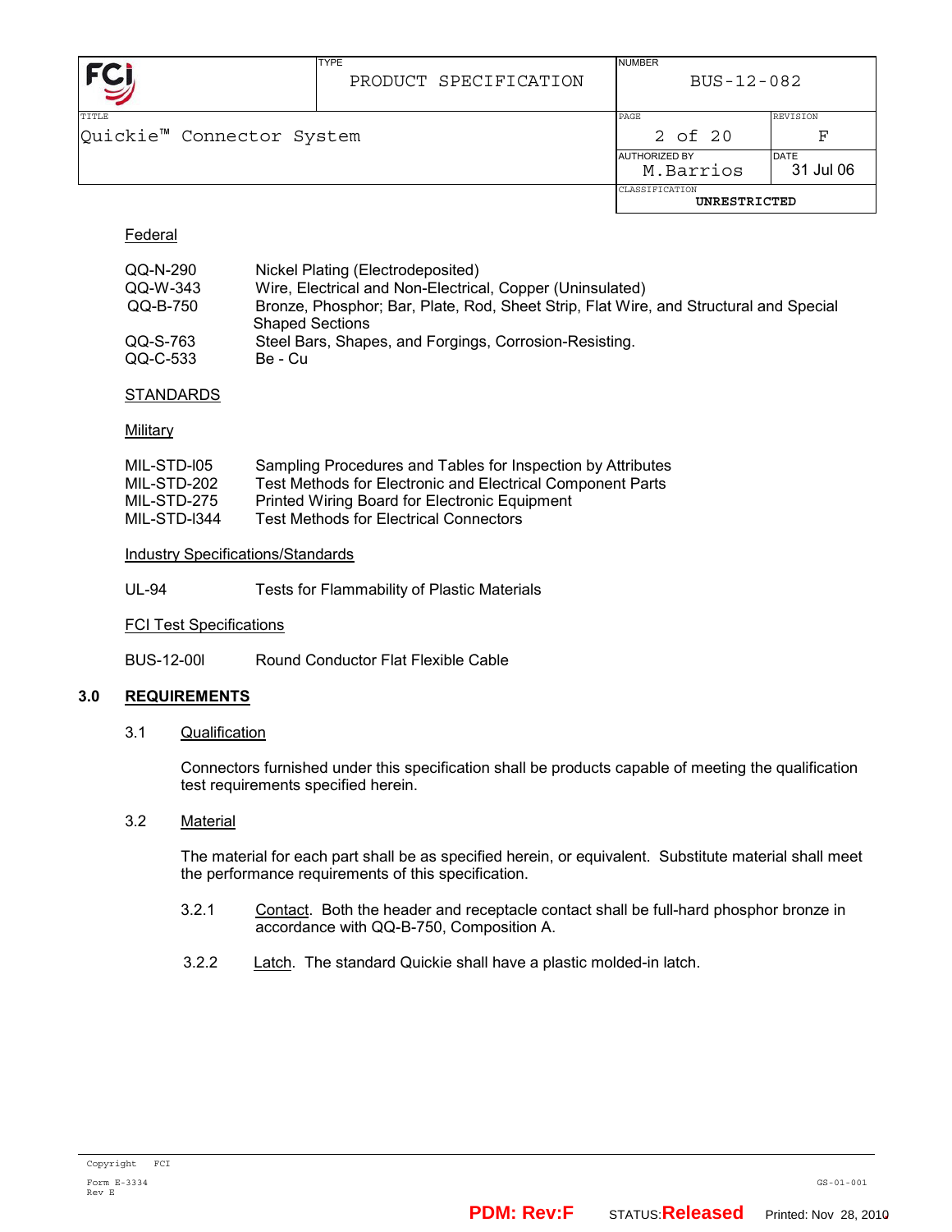Federal

| | |
|---|---|
| QQ-N-290 | Nickel Plating (Electrodeposited) |
| QQ-W-343 | Wire, Electrical and Non-Electrical, Copper (Uninsulated) |
| QQ-B-750 | Bronze, Phosphor; Bar, Plate, Rod, Sheet Strip, Flat Wire, and Structural and Special Shaped Sections |
| QQ-S-763 | Steel Bars, Shapes, and Forgings, Corrosion-Resisting. |
| QQ-C-533 | Be - Cu |

STANDARDS

Military

| | |
|---|---|
| MIL-STD-l05 | Sampling Procedures and Tables for Inspection by Attributes |
| MIL-STD-202 | Test Methods for Electronic and Electrical Component Parts |
| MIL-STD-275 | Printed Wiring Board for Electronic Equipment |
| MIL-STD-l344 | Test Methods for Electrical Connectors |

Industry Specifications/Standards

| | |
|---|---|
| UL-94 | Tests for Flammability of Plastic Materials |

FCI Test Specifications

| | |
|---|---|
| BUS-12-00l | Round Conductor Flat Flexible Cable |

## 3.0 REQUIREMENTS

### 3.1 Qualification

Connectors furnished under this specification shall be products capable of meeting the qualification test requirements specified herein.

### 3.2 Material

The material for each part shall be as specified herein, or equivalent. Substitute material shall meet the performance requirements of this specification.

3.2.1 Contact. Both the header and receptacle contact shall be full-hard phosphor bronze in accordance with QQ-B-750, Composition A.

3.2.2 Latch. The standard Quickie shall have a plastic molded-in latch.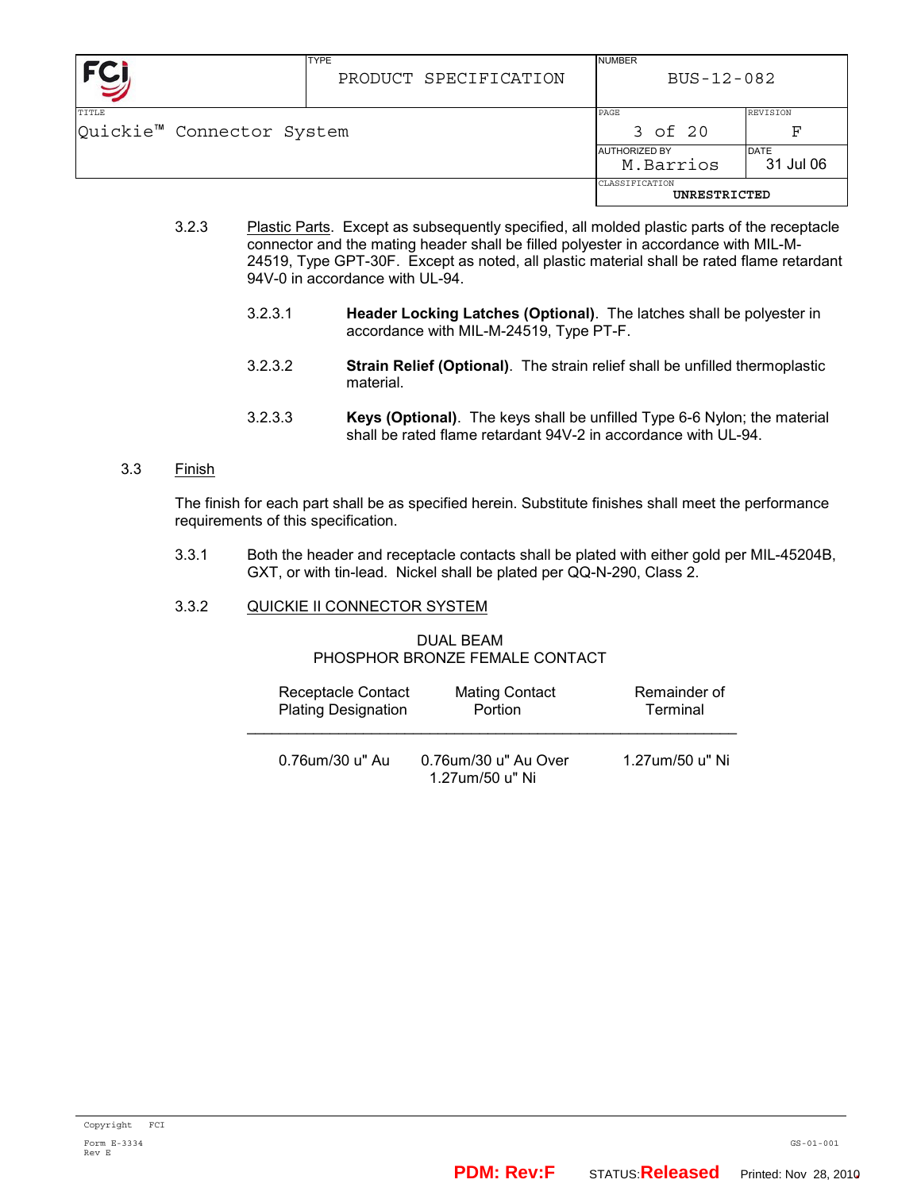3.2.3 Plastic Parts. Except as subsequently specified, all molded plastic parts of the receptacle connector and the mating header shall be filled polyester in accordance with MIL-M-24519, Type GPT-30F. Except as noted, all plastic material shall be rated flame retardant 94V-0 in accordance with UL-94.

3.2.3.1 **Header Locking Latches (Optional)**. The latches shall be polyester in accordance with MIL-M-24519, Type PT-F.

3.2.3.2 **Strain Relief (Optional)**. The strain relief shall be unfilled thermoplastic material.

3.2.3.3 **Keys (Optional)**. The keys shall be unfilled Type 6-6 Nylon; the material shall be rated flame retardant 94V-2 in accordance with UL-94.

## 3.3 Finish

The finish for each part shall be as specified herein. Substitute finishes shall meet the performance requirements of this specification.

3.3.1 Both the header and receptacle contacts shall be plated with either gold per MIL-45204B, GXT, or with tin-lead. Nickel shall be plated per QQ-N-290, Class 2.

3.3.2 QUICKIE II CONNECTOR SYSTEM

DUAL BEAM
PHOSPHOR BRONZE FEMALE CONTACT

| Receptacle Contact Plating Designation | Mating Contact Portion | Remainder of Terminal |
|---|---|---|
| 0.76um/30 u" Au | 0.76um/30 u" Au Over 1.27um/50 u" Ni | 1.27um/50 u" Ni |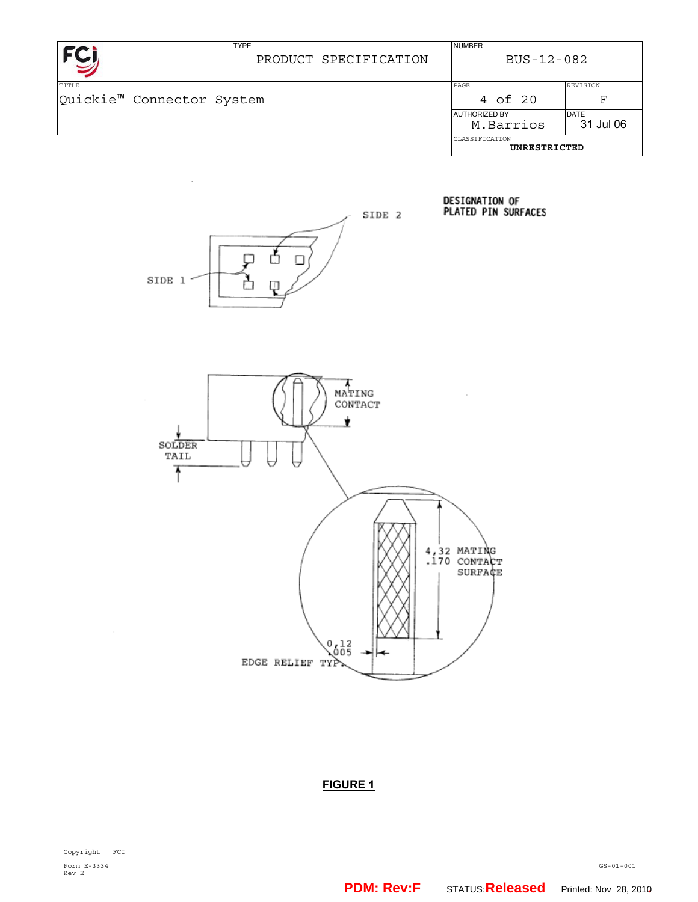DESIGNATION OF
PLATED PIN SURFACES

SIDE 2

SIDE 1

MATING
CONTACT

SOLDER
TAIL

4,32 MATING
.170 CONTACT
SURFACE

0,12
.005

EDGE RELIEF TYP.

**FIGURE 1**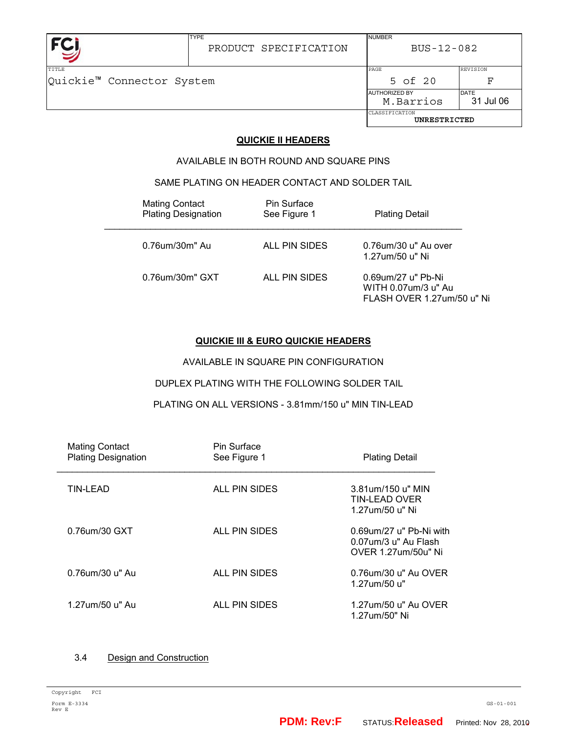**QUICKIE II HEADERS**

AVAILABLE IN BOTH ROUND AND SQUARE PINS

SAME PLATING ON HEADER CONTACT AND SOLDER TAIL

| Mating Contact Plating Designation | Pin Surface See Figure 1 | Plating Detail |
|---|---|---|
| 0.76um/30m" Au | ALL PIN SIDES | 0.76um/30 u" Au over 1.27um/50 u" Ni |
| 0.76um/30m" GXT | ALL PIN SIDES | 0.69um/27 u" Pb-Ni WITH 0.07um/3 u" Au FLASH OVER 1.27um/50 u" Ni |

**QUICKIE III & EURO QUICKIE HEADERS**

AVAILABLE IN SQUARE PIN CONFIGURATION

DUPLEX PLATING WITH THE FOLLOWING SOLDER TAIL

PLATING ON ALL VERSIONS - 3.81mm/150 u" MIN TIN-LEAD

| Mating Contact Plating Designation | Pin Surface See Figure 1 | Plating Detail |
|---|---|---|
| TIN-LEAD | ALL PIN SIDES | 3.81um/150 u" MIN TIN-LEAD OVER 1.27um/50 u" Ni |
| 0.76um/30 GXT | ALL PIN SIDES | 0.69um/27 u" Pb-Ni with 0.07um/3 u" Au Flash OVER 1.27um/50u" Ni |
| 0.76um/30 u" Au | ALL PIN SIDES | 0.76um/30 u" Au OVER 1.27um/50 u" |
| 1.27um/50 u" Au | ALL PIN SIDES | 1.27um/50 u" Au OVER 1.27um/50" Ni |

3.4 Design and Construction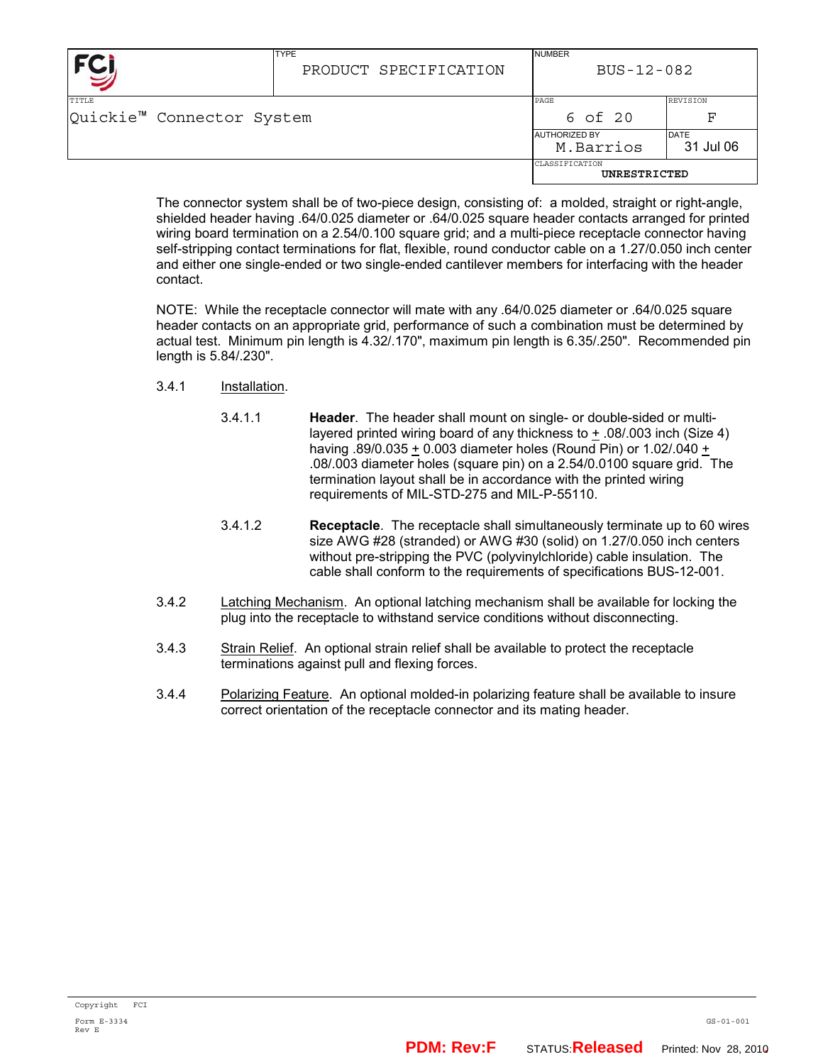The connector system shall be of two-piece design, consisting of: a molded, straight or right-angle, shielded header having .64/0.025 diameter or .64/0.025 square header contacts arranged for printed wiring board termination on a 2.54/0.100 square grid; and a multi-piece receptacle connector having self-stripping contact terminations for flat, flexible, round conductor cable on a 1.27/0.050 inch center and either one single-ended or two single-ended cantilever members for interfacing with the header contact.

NOTE: While the receptacle connector will mate with any .64/0.025 diameter or .64/0.025 square header contacts on an appropriate grid, performance of such a combination must be determined by actual test. Minimum pin length is 4.32/.170", maximum pin length is 6.35/.250". Recommended pin length is 5.84/.230".

3.4.1 Installation.

3.4.1.1 **Header**. The header shall mount on single- or double-sided or multi-layered printed wiring board of any thickness to ± .08/.003 inch (Size 4) having .89/0.035 ± 0.003 diameter holes (Round Pin) or 1.02/.040 ± .08/.003 diameter holes (square pin) on a 2.54/0.0100 square grid. The termination layout shall be in accordance with the printed wiring requirements of MIL-STD-275 and MIL-P-55110.

3.4.1.2 **Receptacle**. The receptacle shall simultaneously terminate up to 60 wires size AWG #28 (stranded) or AWG #30 (solid) on 1.27/0.050 inch centers without pre-stripping the PVC (polyvinylchloride) cable insulation. The cable shall conform to the requirements of specifications BUS-12-001.

3.4.2 Latching Mechanism. An optional latching mechanism shall be available for locking the plug into the receptacle to withstand service conditions without disconnecting.

3.4.3 Strain Relief. An optional strain relief shall be available to protect the receptacle terminations against pull and flexing forces.

3.4.4 Polarizing Feature. An optional molded-in polarizing feature shall be available to insure correct orientation of the receptacle connector and its mating header.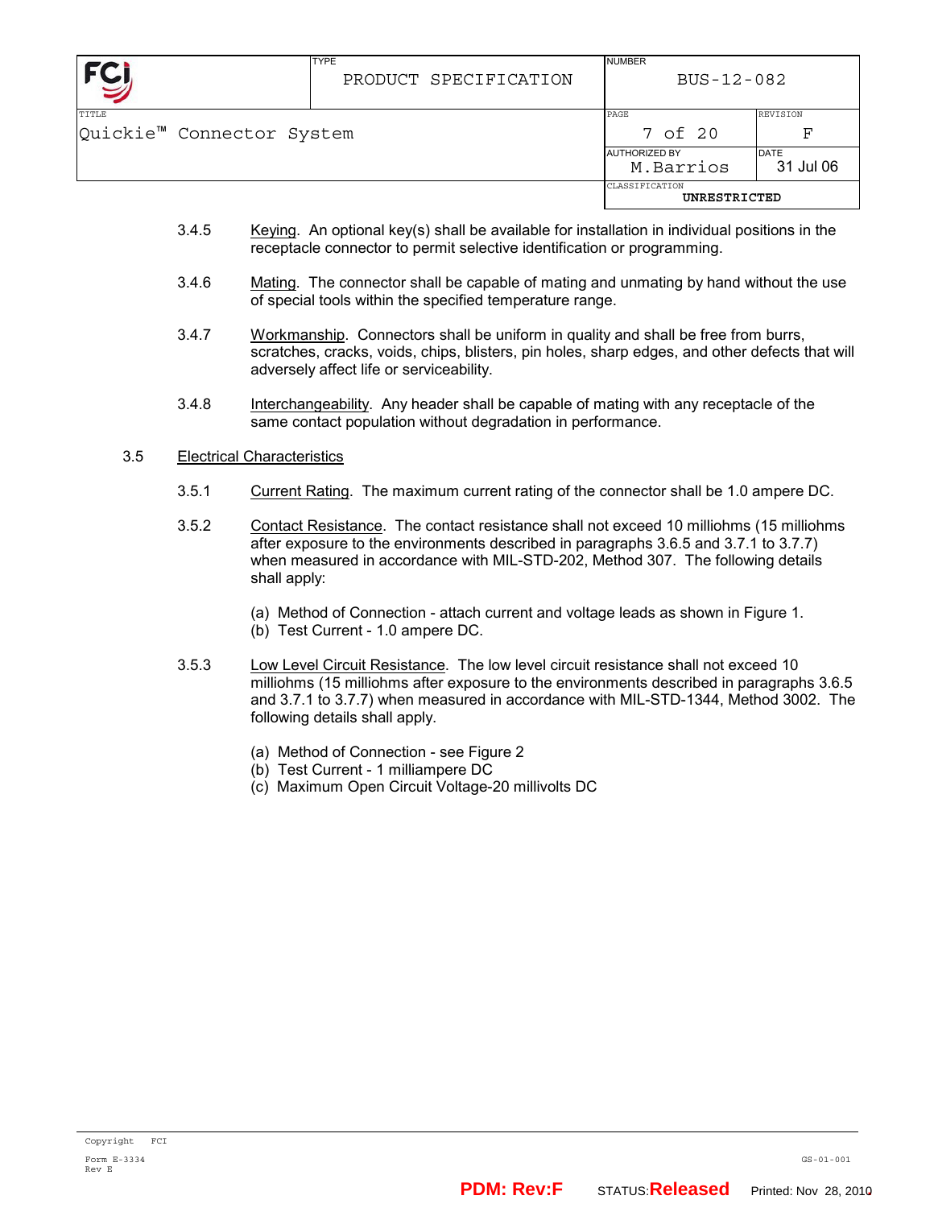3.4.5 Keying. An optional key(s) shall be available for installation in individual positions in the receptacle connector to permit selective identification or programming.

3.4.6 Mating. The connector shall be capable of mating and unmating by hand without the use of special tools within the specified temperature range.

3.4.7 Workmanship. Connectors shall be uniform in quality and shall be free from burrs, scratches, cracks, voids, chips, blisters, pin holes, sharp edges, and other defects that will adversely affect life or serviceability.

3.4.8 Interchangeability. Any header shall be capable of mating with any receptacle of the same contact population without degradation in performance.

3.5 Electrical Characteristics

3.5.1 Current Rating. The maximum current rating of the connector shall be 1.0 ampere DC.

3.5.2 Contact Resistance. The contact resistance shall not exceed 10 milliohms (15 milliohms after exposure to the environments described in paragraphs 3.6.5 and 3.7.1 to 3.7.7) when measured in accordance with MIL-STD-202, Method 307. The following details shall apply:

(a) Method of Connection - attach current and voltage leads as shown in Figure 1.
(b) Test Current - 1.0 ampere DC.

3.5.3 Low Level Circuit Resistance. The low level circuit resistance shall not exceed 10 milliohms (15 milliohms after exposure to the environments described in paragraphs 3.6.5 and 3.7.1 to 3.7.7) when measured in accordance with MIL-STD-1344, Method 3002. The following details shall apply.

(a) Method of Connection - see Figure 2
(b) Test Current - 1 milliampere DC
(c) Maximum Open Circuit Voltage-20 millivolts DC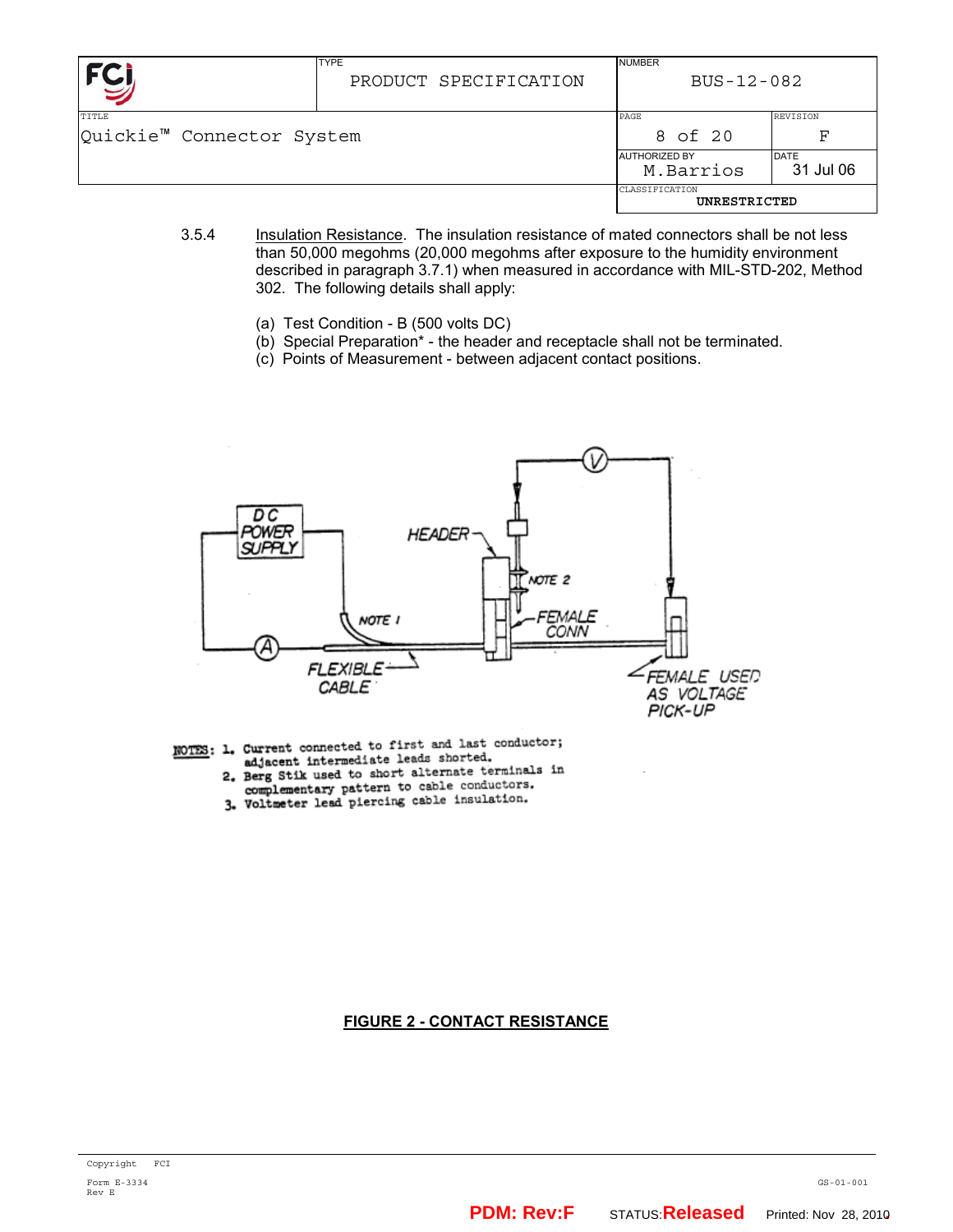3.5.4 Insulation Resistance. The insulation resistance of mated connectors shall be not less than 50,000 megohms (20,000 megohms after exposure to the humidity environment described in paragraph 3.7.1) when measured in accordance with MIL-STD-202, Method 302. The following details shall apply:

(a) Test Condition - B (500 volts DC)
(b) Special Preparation* - the header and receptacle shall not be terminated.
(c) Points of Measurement - between adjacent contact positions.

DC POWER SUPPLY

HEADER

NOTE 2

NOTE 1

FEMALE CONN

FLEXIBLE CABLE

FEMALE USED AS VOLTAGE PICK-UP

NOTES: 1. Current connected to first and last conductor; adjacent intermediate leads shorted.
2. Berg Stik used to short alternate terminals in complementary pattern to cable conductors.
3. Voltmeter lead piercing cable insulation.

**FIGURE 2 - CONTACT RESISTANCE**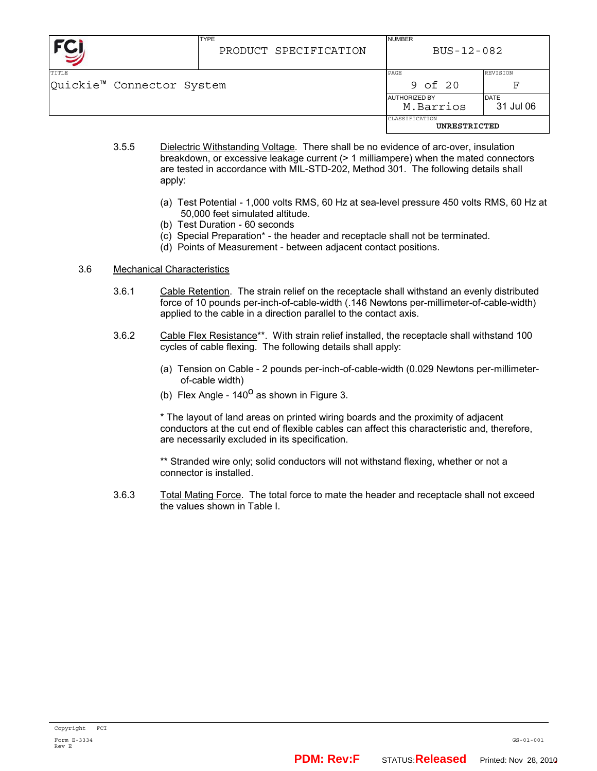3.5.5 Dielectric Withstanding Voltage. There shall be no evidence of arc-over, insulation breakdown, or excessive leakage current (> 1 milliampere) when the mated connectors are tested in accordance with MIL-STD-202, Method 301. The following details shall apply:

(a) Test Potential - 1,000 volts RMS, 60 Hz at sea-level pressure 450 volts RMS, 60 Hz at 50,000 feet simulated altitude.
(b) Test Duration - 60 seconds
(c) Special Preparation* - the header and receptacle shall not be terminated.
(d) Points of Measurement - between adjacent contact positions.

## 3.6 Mechanical Characteristics

3.6.1 Cable Retention. The strain relief on the receptacle shall withstand an evenly distributed force of 10 pounds per-inch-of-cable-width (.146 Newtons per-millimeter-of-cable-width) applied to the cable in a direction parallel to the contact axis.

3.6.2 Cable Flex Resistance**. With strain relief installed, the receptacle shall withstand 100 cycles of cable flexing. The following details shall apply:

(a) Tension on Cable - 2 pounds per-inch-of-cable-width (0.029 Newtons per-millimeter-of-cable width)
(b) Flex Angle - 140$^{o}$ as shown in Figure 3.

* The layout of land areas on printed wiring boards and the proximity of adjacent conductors at the cut end of flexible cables can affect this characteristic and, therefore, are necessarily excluded in its specification.

** Stranded wire only; solid conductors will not withstand flexing, whether or not a connector is installed.

3.6.3 Total Mating Force. The total force to mate the header and receptacle shall not exceed the values shown in Table I.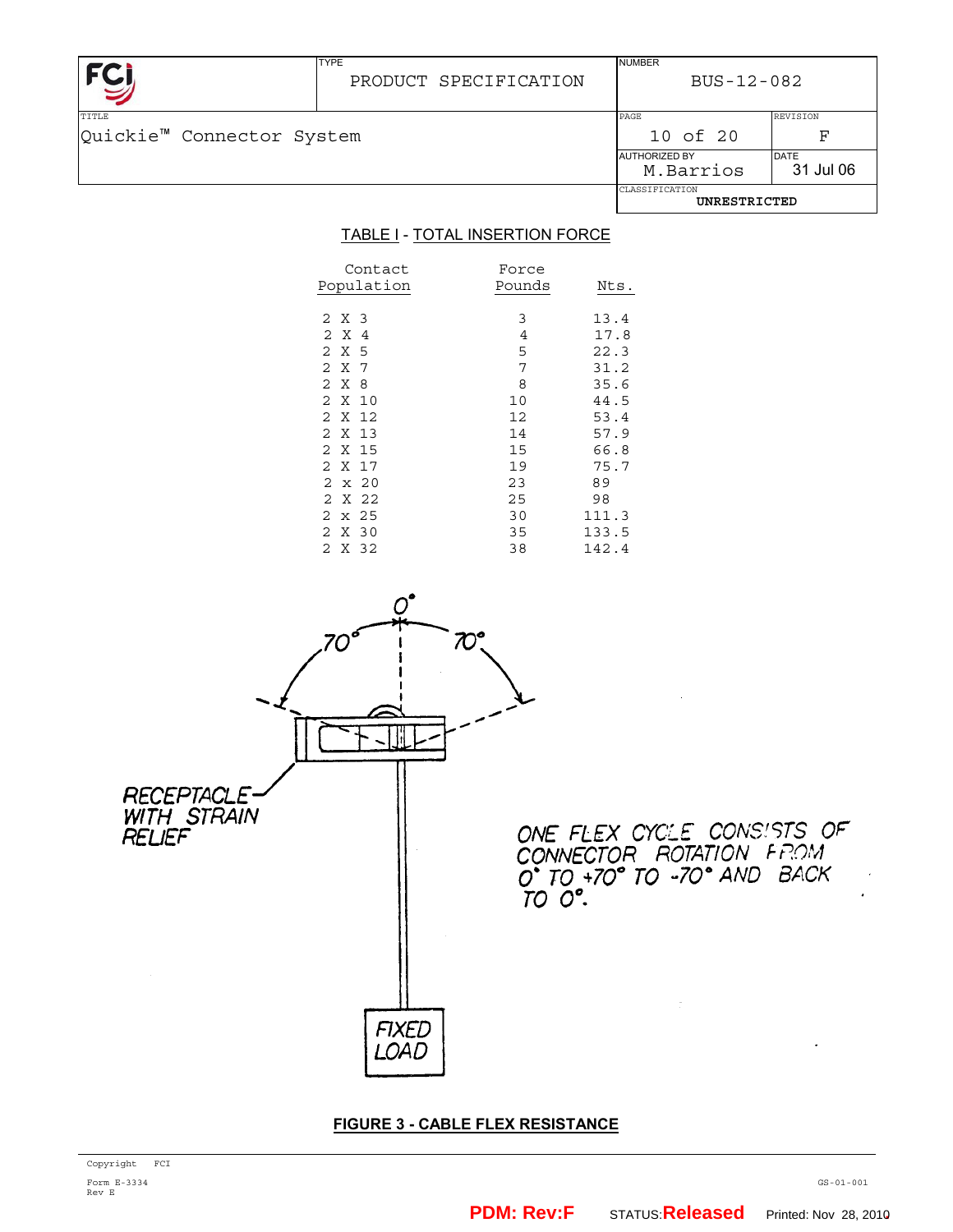## TABLE I - TOTAL INSERTION FORCE

| Contact Population | Force Pounds | Nts. |
|---|---|---|
| 2 X 3 | 3 | 13.4 |
| 2 X 4 | 4 | 17.8 |
| 2 X 5 | 5 | 22.3 |
| 2 X 7 | 7 | 31.2 |
| 2 X 8 | 8 | 35.6 |
| 2 X 10 | 10 | 44.5 |
| 2 X 12 | 12 | 53.4 |
| 2 X 13 | 14 | 57.9 |
| 2 X 15 | 15 | 66.8 |
| 2 X 17 | 19 | 75.7 |
| 2 x 20 | 23 | 89 |
| 2 X 22 | 25 | 98 |
| 2 x 25 | 30 | 111.3 |
| 2 X 30 | 35 | 133.5 |
| 2 X 32 | 38 | 142.4 |

0°

70° 70°

RECEPTACLE WITH STRAIN RELIEF

ONE FLEX CYCLE CONSISTS OF CONNECTOR ROTATION FROM 0° TO +70° TO -70° AND BACK TO 0°.

FIXED LOAD

**FIGURE 3 - CABLE FLEX RESISTANCE**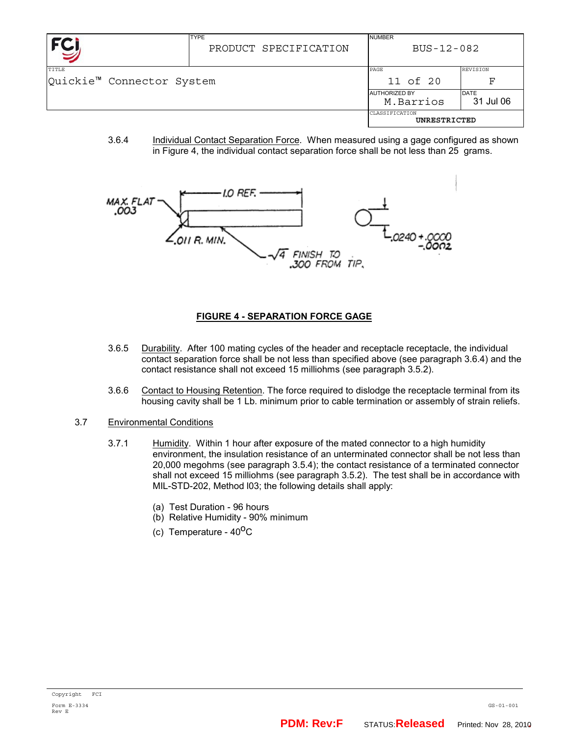3.6.4 Individual Contact Separation Force. When measured using a gage configured as shown in Figure 4, the individual contact separation force shall be not less than 25 grams.

**FIGURE 4 - SEPARATION FORCE GAGE**

3.6.5 Durability. After 100 mating cycles of the header and receptacle receptacle, the individual contact separation force shall be not less than specified above (see paragraph 3.6.4) and the contact resistance shall not exceed 15 milliohms (see paragraph 3.5.2).

3.6.6 Contact to Housing Retention. The force required to dislodge the receptacle terminal from its housing cavity shall be 1 Lb. minimum prior to cable termination or assembly of strain reliefs.

3.7 Environmental Conditions

3.7.1 Humidity. Within 1 hour after exposure of the mated connector to a high humidity environment, the insulation resistance of an unterminated connector shall be not less than 20,000 megohms (see paragraph 3.5.4); the contact resistance of a terminated connector shall not exceed 15 milliohms (see paragraph 3.5.2). The test shall be in accordance with MIL-STD-202, Method I03; the following details shall apply:

(a) Test Duration - 96 hours
(b) Relative Humidity - 90% minimum
(c) Temperature - $40^{O}$C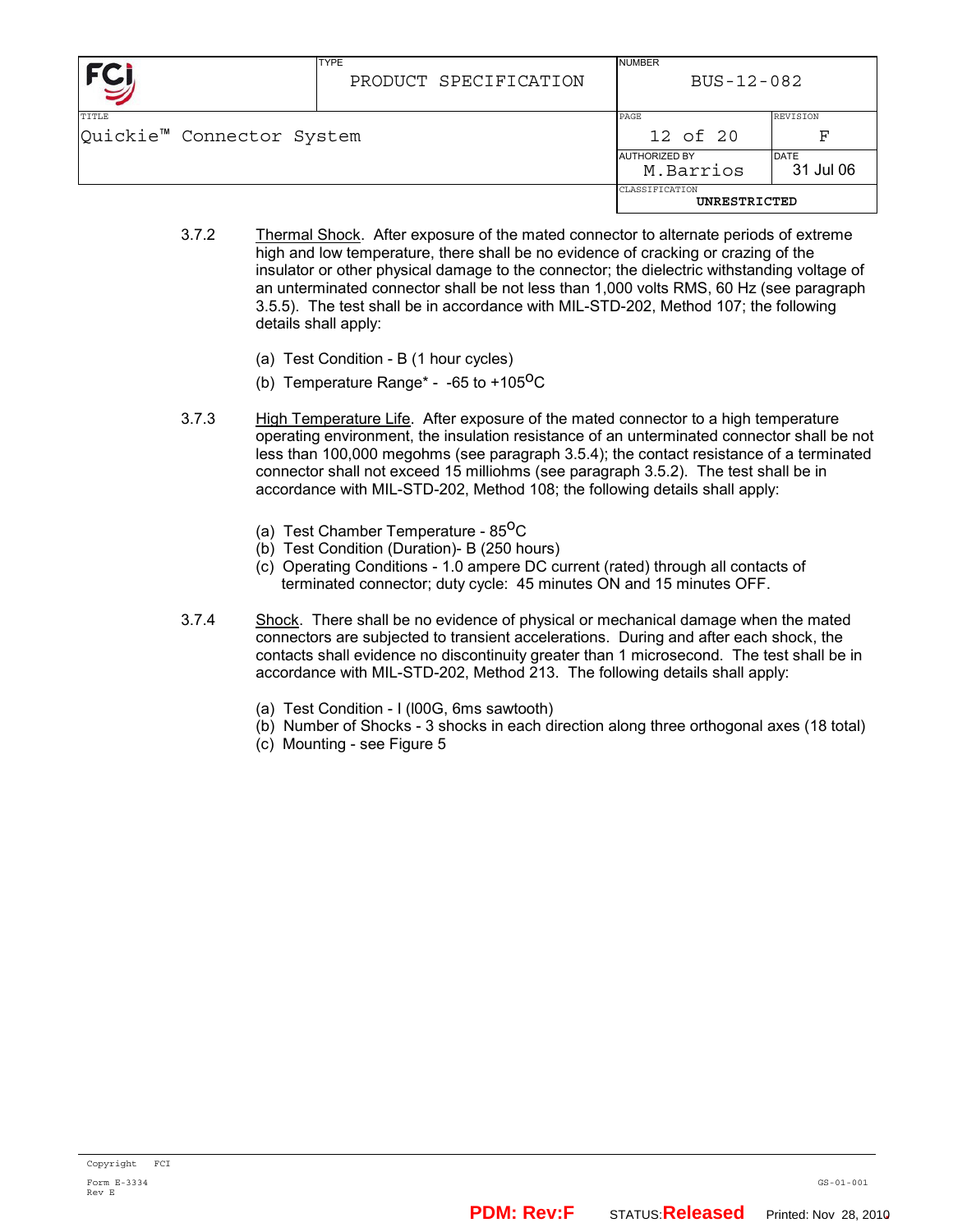3.7.2 Thermal Shock. After exposure of the mated connector to alternate periods of extreme high and low temperature, there shall be no evidence of cracking or crazing of the insulator or other physical damage to the connector; the dielectric withstanding voltage of an unterminated connector shall be not less than 1,000 volts RMS, 60 Hz (see paragraph 3.5.5). The test shall be in accordance with MIL-STD-202, Method 107; the following details shall apply:

(a) Test Condition - B (1 hour cycles)

(b) Temperature Range* - -65 to +105$^{O}$C

3.7.3 High Temperature Life. After exposure of the mated connector to a high temperature operating environment, the insulation resistance of an unterminated connector shall be not less than 100,000 megohms (see paragraph 3.5.4); the contact resistance of a terminated connector shall not exceed 15 milliohms (see paragraph 3.5.2). The test shall be in accordance with MIL-STD-202, Method 108; the following details shall apply:

(a) Test Chamber Temperature - 85$^{O}$C
(b) Test Condition (Duration)- B (250 hours)
(c) Operating Conditions - 1.0 ampere DC current (rated) through all contacts of terminated connector; duty cycle: 45 minutes ON and 15 minutes OFF.

3.7.4 Shock. There shall be no evidence of physical or mechanical damage when the mated connectors are subjected to transient accelerations. During and after each shock, the contacts shall evidence no discontinuity greater than 1 microsecond. The test shall be in accordance with MIL-STD-202, Method 213. The following details shall apply:

(a) Test Condition - I (l00G, 6ms sawtooth)
(b) Number of Shocks - 3 shocks in each direction along three orthogonal axes (18 total)
(c) Mounting - see Figure 5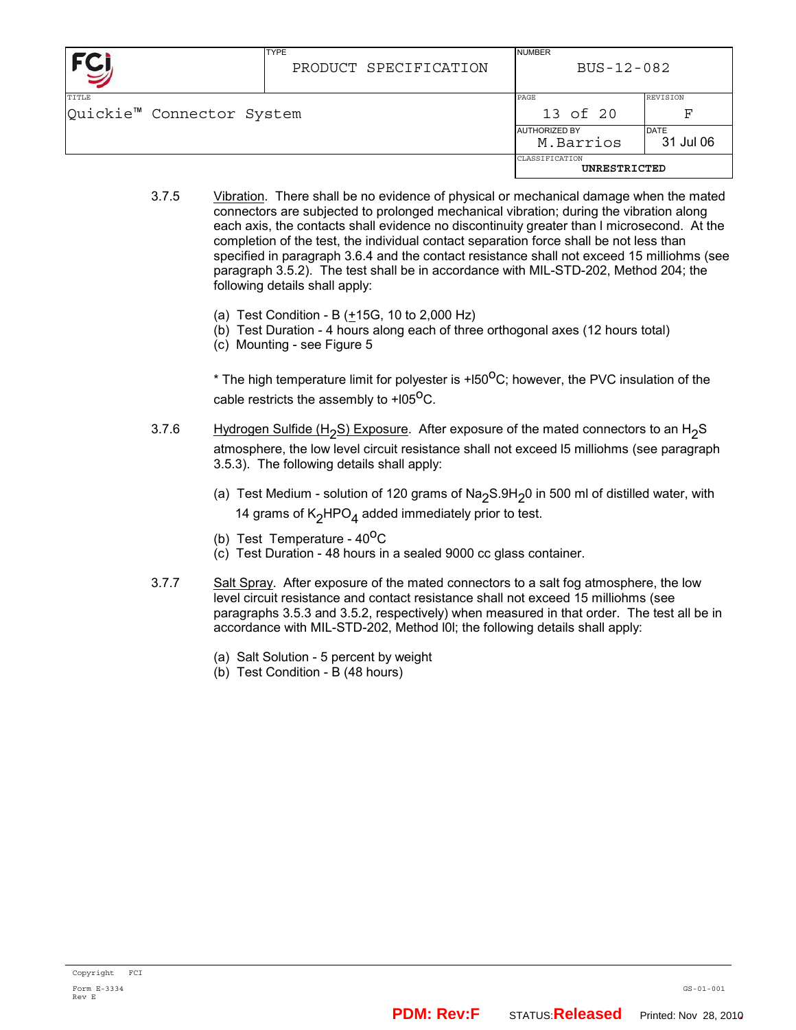3.7.5 Vibration. There shall be no evidence of physical or mechanical damage when the mated connectors are subjected to prolonged mechanical vibration; during the vibration along each axis, the contacts shall evidence no discontinuity greater than l microsecond. At the completion of the test, the individual contact separation force shall be not less than specified in paragraph 3.6.4 and the contact resistance shall not exceed 15 milliohms (see paragraph 3.5.2). The test shall be in accordance with MIL-STD-202, Method 204; the following details shall apply:

(a) Test Condition - B ($\pm$15G, 10 to 2,000 Hz)
(b) Test Duration - 4 hours along each of three orthogonal axes (12 hours total)
(c) Mounting - see Figure 5

* The high temperature limit for polyester is +l50$^{O}$C; however, the PVC insulation of the cable restricts the assembly to +l05$^{O}$C.

3.7.6 Hydrogen Sulfide ($H_2S$) Exposure. After exposure of the mated connectors to an $H_2S$ atmosphere, the low level circuit resistance shall not exceed l5 milliohms (see paragraph 3.5.3). The following details shall apply:

(a) Test Medium - solution of 120 grams of $Na_2S.9H_20$ in 500 ml of distilled water, with 14 grams of $K_2HPO_4$ added immediately prior to test.
(b) Test Temperature - 40$^{O}$C
(c) Test Duration - 48 hours in a sealed 9000 cc glass container.

3.7.7 Salt Spray. After exposure of the mated connectors to a salt fog atmosphere, the low level circuit resistance and contact resistance shall not exceed 15 milliohms (see paragraphs 3.5.3 and 3.5.2, respectively) when measured in that order. The test all be in accordance with MIL-STD-202, Method l0l; the following details shall apply:

(a) Salt Solution - 5 percent by weight
(b) Test Condition - B (48 hours)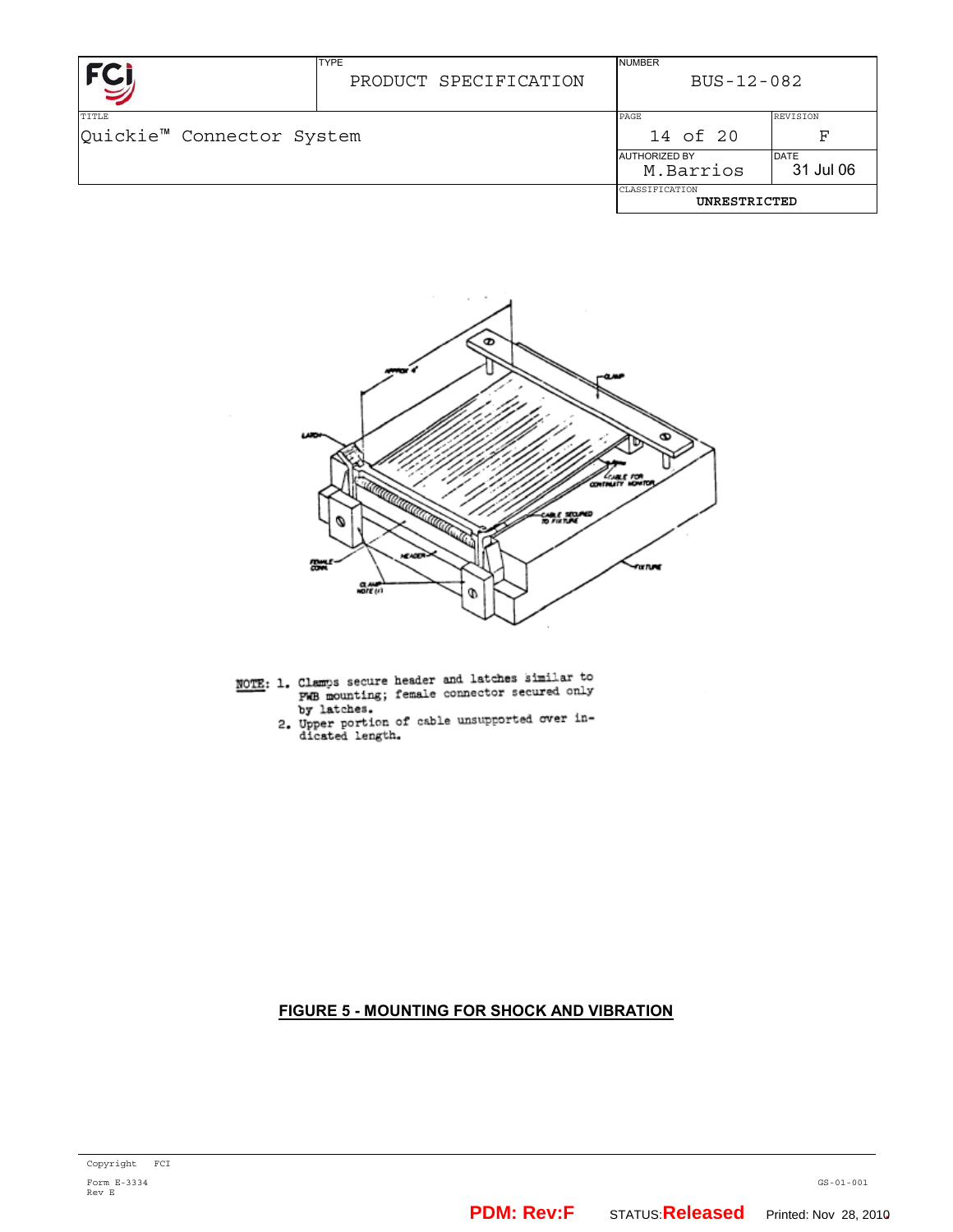NOTE: 1. Clamps secure header and latches similar to PWB mounting; female connector secured only by latches.

2. Upper portion of cable unsupported over indicated length.

**FIGURE 5 - MOUNTING FOR SHOCK AND VIBRATION**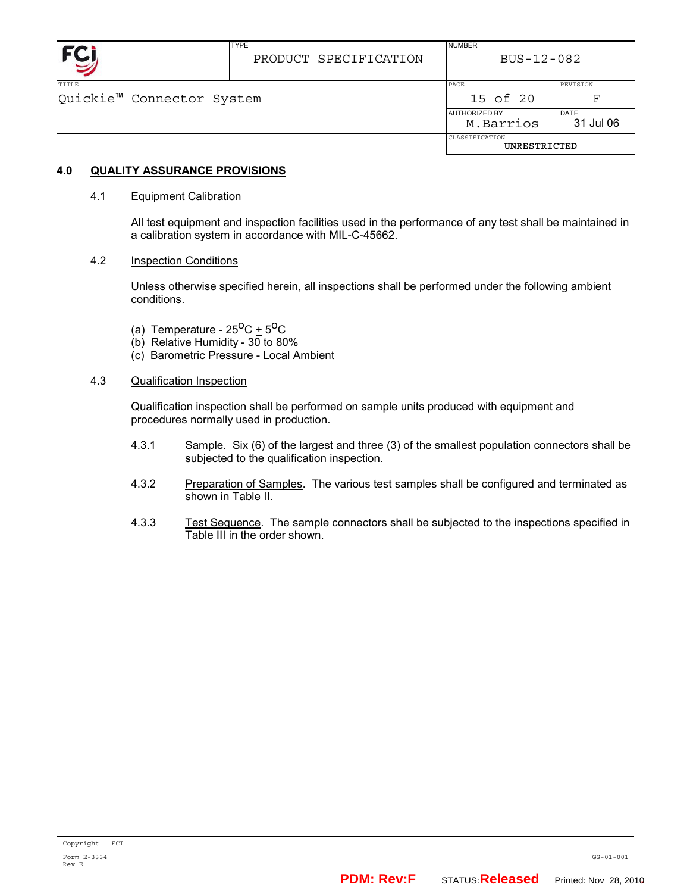## 4.0 QUALITY ASSURANCE PROVISIONS

### 4.1 Equipment Calibration

All test equipment and inspection facilities used in the performance of any test shall be maintained in a calibration system in accordance with MIL-C-45662.

### 4.2 Inspection Conditions

Unless otherwise specified herein, all inspections shall be performed under the following ambient conditions.

(a) Temperature - $25^{o}C \pm 5^{o}C$
(b) Relative Humidity - 30 to 80%
(c) Barometric Pressure - Local Ambient

### 4.3 Qualification Inspection

Qualification inspection shall be performed on sample units produced with equipment and procedures normally used in production.

4.3.1 Sample. Six (6) of the largest and three (3) of the smallest population connectors shall be subjected to the qualification inspection.

4.3.2 Preparation of Samples. The various test samples shall be configured and terminated as shown in Table II.

4.3.3 Test Sequence. The sample connectors shall be subjected to the inspections specified in Table III in the order shown.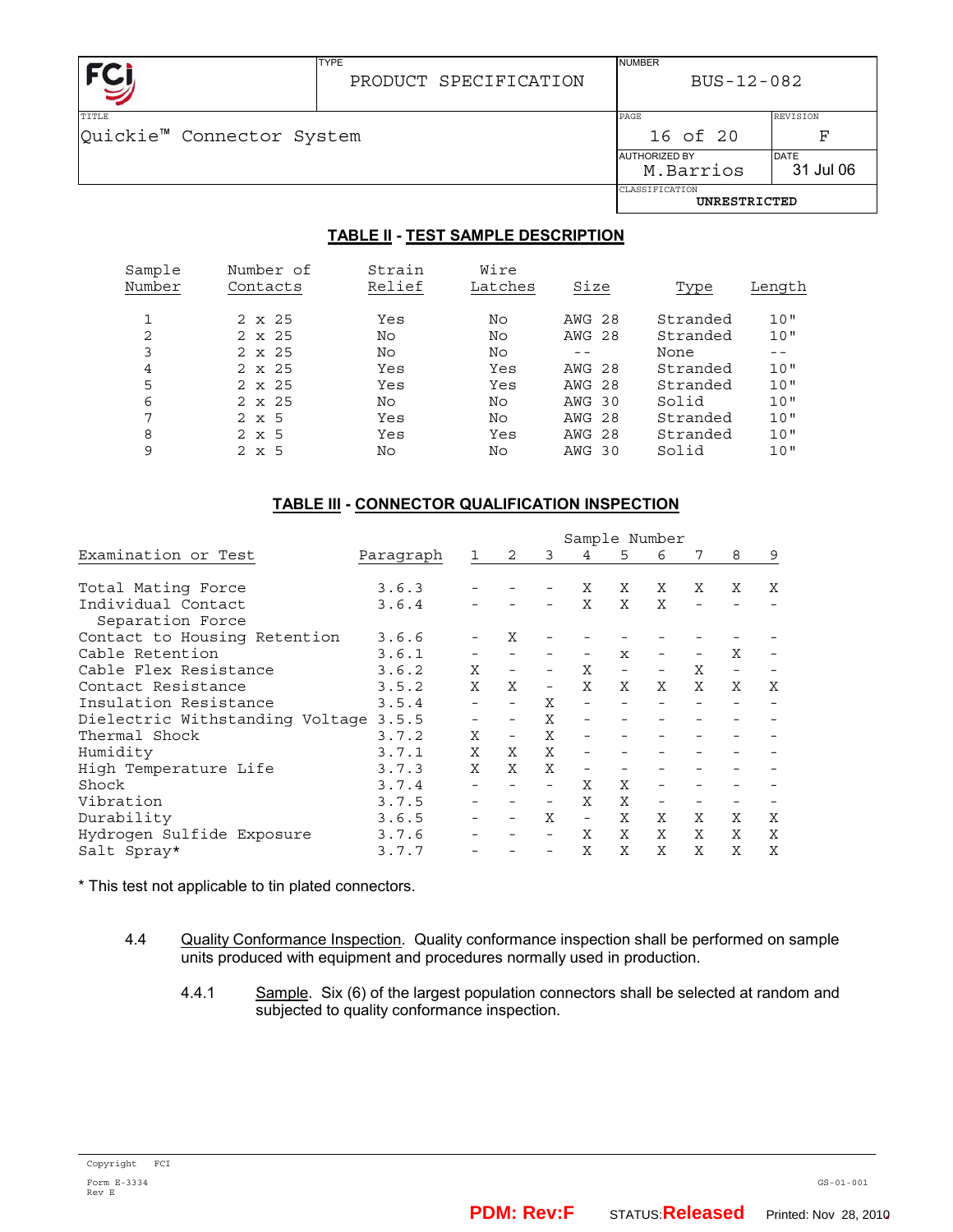## TABLE II - TEST SAMPLE DESCRIPTION

| Sample Number | Number of Contacts | Strain Relief | Wire Latches | Size | Type | Length |
|---|---|---|---|---|---|---|
| 1 | 2 x 25 | Yes | No | AWG 28 | Stranded | 10" |
| 2 | 2 x 25 | No | No | AWG 28 | Stranded | 10" |
| 3 | 2 x 25 | No | No | -- | None | -- |
| 4 | 2 x 25 | Yes | Yes | AWG 28 | Stranded | 10" |
| 5 | 2 x 25 | Yes | Yes | AWG 28 | Stranded | 10" |
| 6 | 2 x 25 | No | No | AWG 30 | Solid | 10" |
| 7 | 2 x 5 | Yes | No | AWG 28 | Stranded | 10" |
| 8 | 2 x 5 | Yes | Yes | AWG 28 | Stranded | 10" |
| 9 | 2 x 5 | No | No | AWG 30 | Solid | 10" |

## TABLE III - CONNECTOR QUALIFICATION INSPECTION

| | | Sample Number | | | | | | | | |
|---|---|---|---|---|---|---|---|---|---|---|
| Examination or Test | Paragraph | 1 | 2 | 3 | 4 | 5 | 6 | 7 | 8 | 9 |
| Total Mating Force | 3.6.3 | - | - | - | X | X | X | X | X | X |
| Individual Contact Separation Force | 3.6.4 | - | - | - | X | X | X | - | - | - |
| Contact to Housing Retention | 3.6.6 | - | X | - | - | - | - | - | - | - |
| Cable Retention | 3.6.1 | - | - | - | - | x | - | - | X | - |
| Cable Flex Resistance | 3.6.2 | X | - | - | X | - | - | X | - | - |
| Contact Resistance | 3.5.2 | X | X | - | X | X | X | X | X | X |
| Insulation Resistance | 3.5.4 | - | - | X | - | - | - | - | - | - |
| Dielectric Withstanding Voltage | 3.5.5 | - | - | X | - | - | - | - | - | - |
| Thermal Shock | 3.7.2 | X | - | X | - | - | - | - | - | - |
| Humidity | 3.7.1 | X | X | X | - | - | - | - | - | - |
| High Temperature Life | 3.7.3 | X | X | X | - | - | - | - | - | - |
| Shock | 3.7.4 | - | - | - | X | X | - | - | - | - |
| Vibration | 3.7.5 | - | - | - | X | X | - | - | - | - |
| Durability | 3.6.5 | - | - | X | - | X | X | X | X | X |
| Hydrogen Sulfide Exposure | 3.7.6 | - | - | - | X | X | X | X | X | X |
| Salt Spray* | 3.7.7 | - | - | - | X | X | X | X | X | X |

\* This test not applicable to tin plated connectors.

4.4 Quality Conformance Inspection. Quality conformance inspection shall be performed on sample units produced with equipment and procedures normally used in production.

4.4.1 Sample. Six (6) of the largest population connectors shall be selected at random and subjected to quality conformance inspection.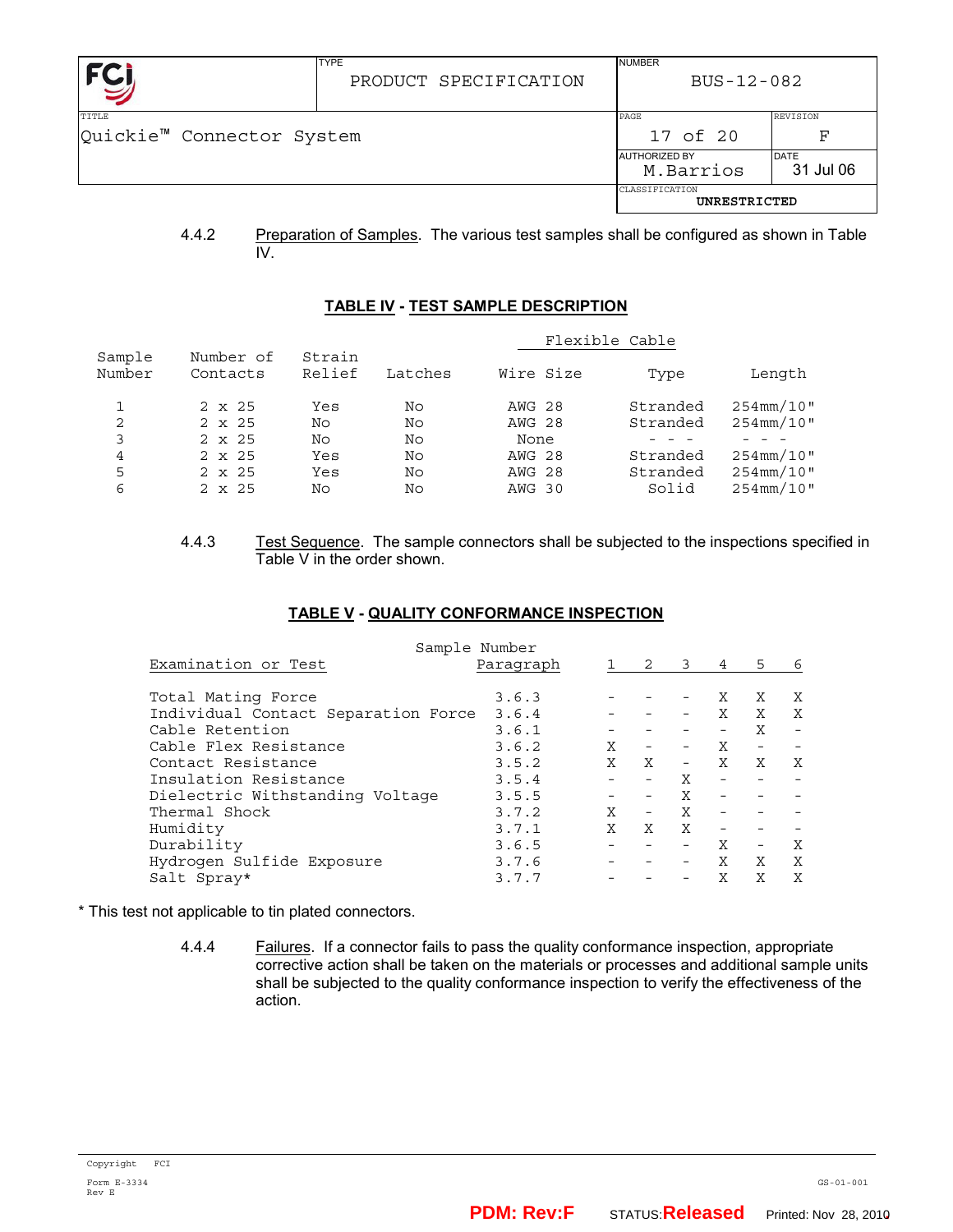4.4.2 Preparation of Samples. The various test samples shall be configured as shown in Table IV.

**TABLE IV - TEST SAMPLE DESCRIPTION**

| Sample Number | Number of Contacts | Strain Relief | Latches | Flexible Cable | | |
|---|---|---|---|---|---|---|
| | | | | Wire Size | Type | Length |
| 1 | 2 x 25 | Yes | No | AWG 28 | Stranded | 254mm/10" |
| 2 | 2 x 25 | No | No | AWG 28 | Stranded | 254mm/10" |
| 3 | 2 x 25 | No | No | None | - - - | - - - |
| 4 | 2 x 25 | Yes | No | AWG 28 | Stranded | 254mm/10" |
| 5 | 2 x 25 | Yes | No | AWG 28 | Stranded | 254mm/10" |
| 6 | 2 x 25 | No | No | AWG 30 | Solid | 254mm/10" |

4.4.3 Test Sequence. The sample connectors shall be subjected to the inspections specified in Table V in the order shown.

**TABLE V - QUALITY CONFORMANCE INSPECTION**

| Examination or Test | Paragraph | Sample Number | | | | | |
|---|---|---|---|---|---|---|---|
| | | 1 | 2 | 3 | 4 | 5 | 6 |
| Total Mating Force | 3.6.3 | - | - | - | X | X | X |
| Individual Contact Separation Force | 3.6.4 | - | - | - | X | X | X |
| Cable Retention | 3.6.1 | - | - | - | - | X | - |
| Cable Flex Resistance | 3.6.2 | X | - | - | X | - | - |
| Contact Resistance | 3.5.2 | X | X | - | X | X | X |
| Insulation Resistance | 3.5.4 | - | - | X | - | - | - |
| Dielectric Withstanding Voltage | 3.5.5 | - | - | X | - | - | - |
| Thermal Shock | 3.7.2 | X | - | X | - | - | - |
| Humidity | 3.7.1 | X | X | X | - | - | - |
| Durability | 3.6.5 | - | - | - | X | - | X |
| Hydrogen Sulfide Exposure | 3.7.6 | - | - | - | X | X | X |
| Salt Spray* | 3.7.7 | - | - | - | X | X | X |

* This test not applicable to tin plated connectors.

4.4.4 Failures. If a connector fails to pass the quality conformance inspection, appropriate corrective action shall be taken on the materials or processes and additional sample units shall be subjected to the quality conformance inspection to verify the effectiveness of the action.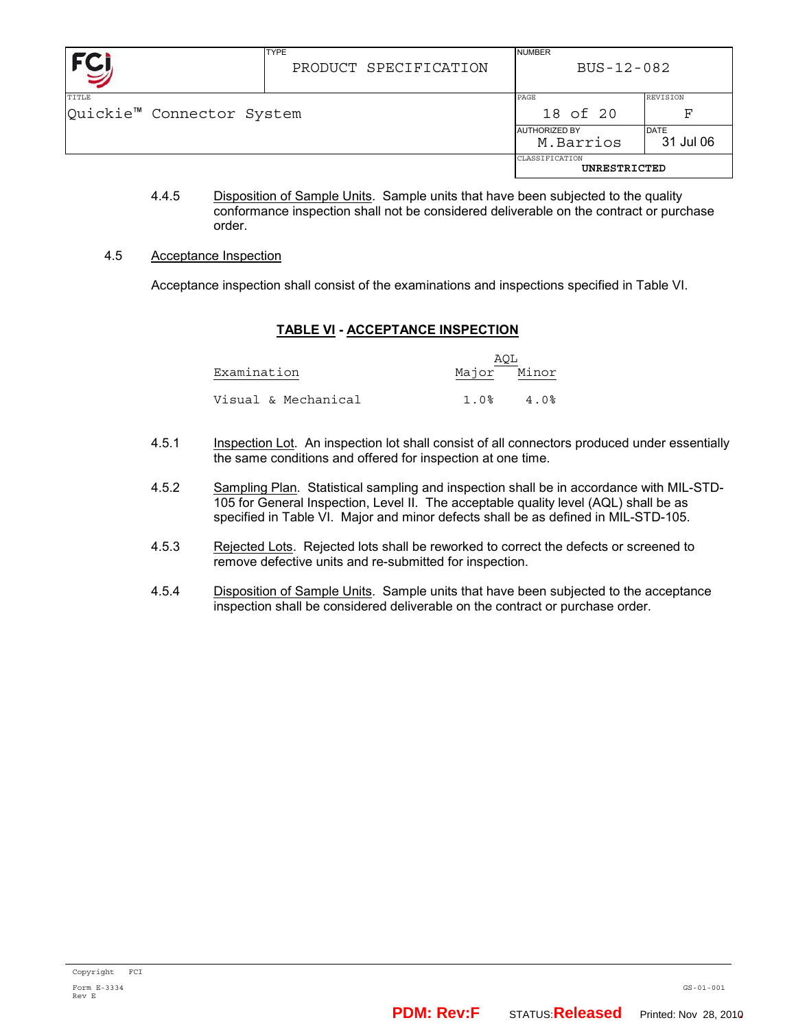4.4.5 Disposition of Sample Units. Sample units that have been subjected to the quality conformance inspection shall not be considered deliverable on the contract or purchase order.

4.5 Acceptance Inspection

Acceptance inspection shall consist of the examinations and inspections specified in Table VI.

**TABLE VI - ACCEPTANCE INSPECTION**

| Examination | AQL | |
|---|---|---|
| | Major | Minor |
| Visual & Mechanical | 1.0% | 4.0% |

4.5.1 Inspection Lot. An inspection lot shall consist of all connectors produced under essentially the same conditions and offered for inspection at one time.

4.5.2 Sampling Plan. Statistical sampling and inspection shall be in accordance with MIL-STD-105 for General Inspection, Level II. The acceptable quality level (AQL) shall be as specified in Table VI. Major and minor defects shall be as defined in MIL-STD-105.

4.5.3 Rejected Lots. Rejected lots shall be reworked to correct the defects or screened to remove defective units and re-submitted for inspection.

4.5.4 Disposition of Sample Units. Sample units that have been subjected to the acceptance inspection shall be considered deliverable on the contract or purchase order.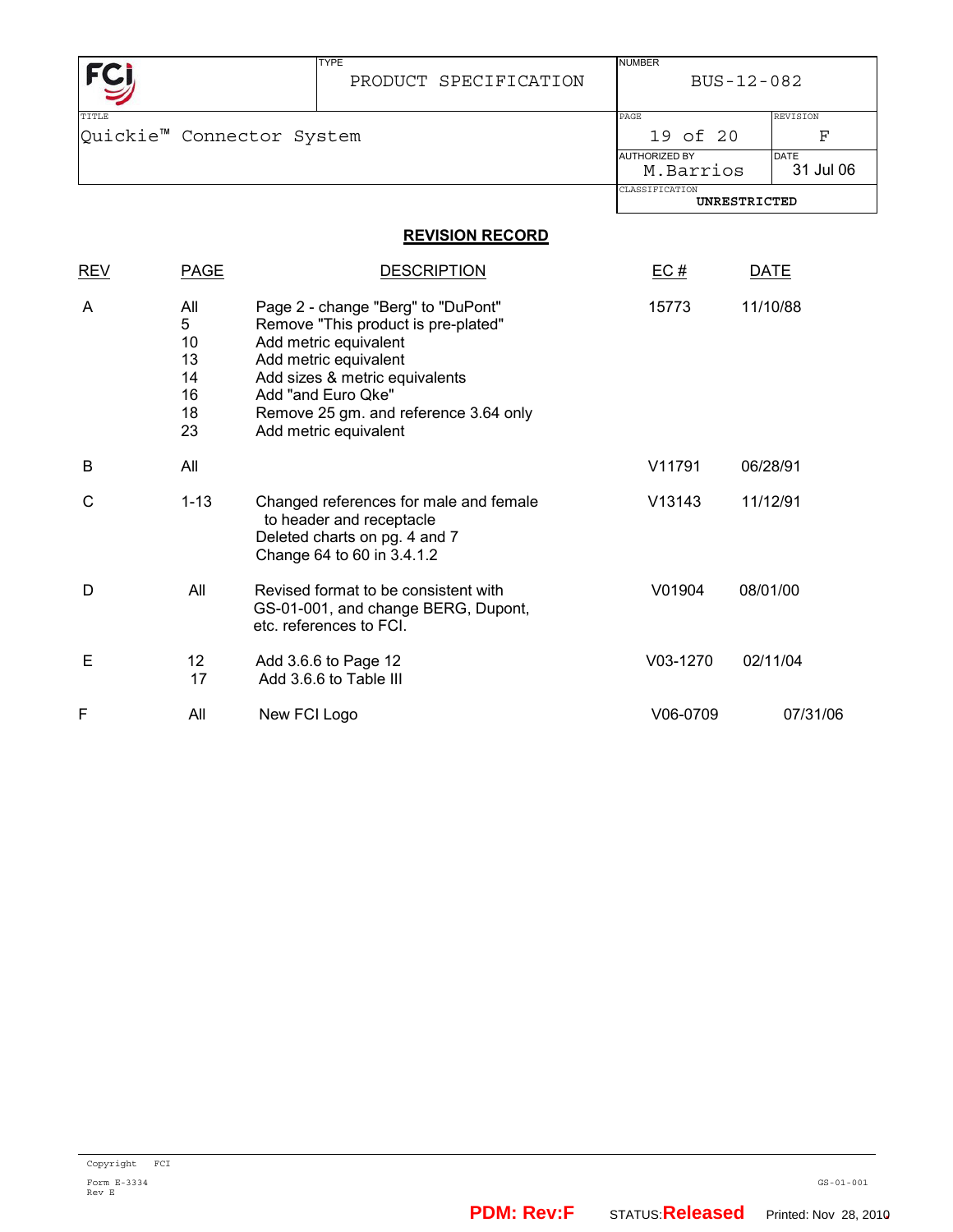## REVISION RECORD

| REV | PAGE | DESCRIPTION | EC # | DATE |
|---|---|---|---|---|
| A | All | Page 2 - change "Berg" to "DuPont" | 15773 | 11/10/88 |
| | 5 | Remove "This product is pre-plated" | | |
| | 10 | Add metric equivalent | | |
| | 13 | Add metric equivalent | | |
| | 14 | Add sizes & metric equivalents | | |
| | 16 | Add "and Euro Qke" | | |
| | 18 | Remove 25 gm. and reference 3.64 only | | |
| | 23 | Add metric equivalent | | |
| B | All | | V11791 | 06/28/91 |
| C | 1-13 | Changed references for male and female to header and receptacle<br>Deleted charts on pg. 4 and 7<br>Change 64 to 60 in 3.4.1.2 | V13143 | 11/12/91 |
| D | All | Revised format to be consistent with GS-01-001, and change BERG, Dupont, etc. references to FCI. | V01904 | 08/01/00 |
| E | 12 | Add 3.6.6 to Page 12 | V03-1270 | 02/11/04 |
| | 17 | Add 3.6.6 to Table III | | |
| F | All | New FCI Logo | V06-0709 | 07/31/06 |